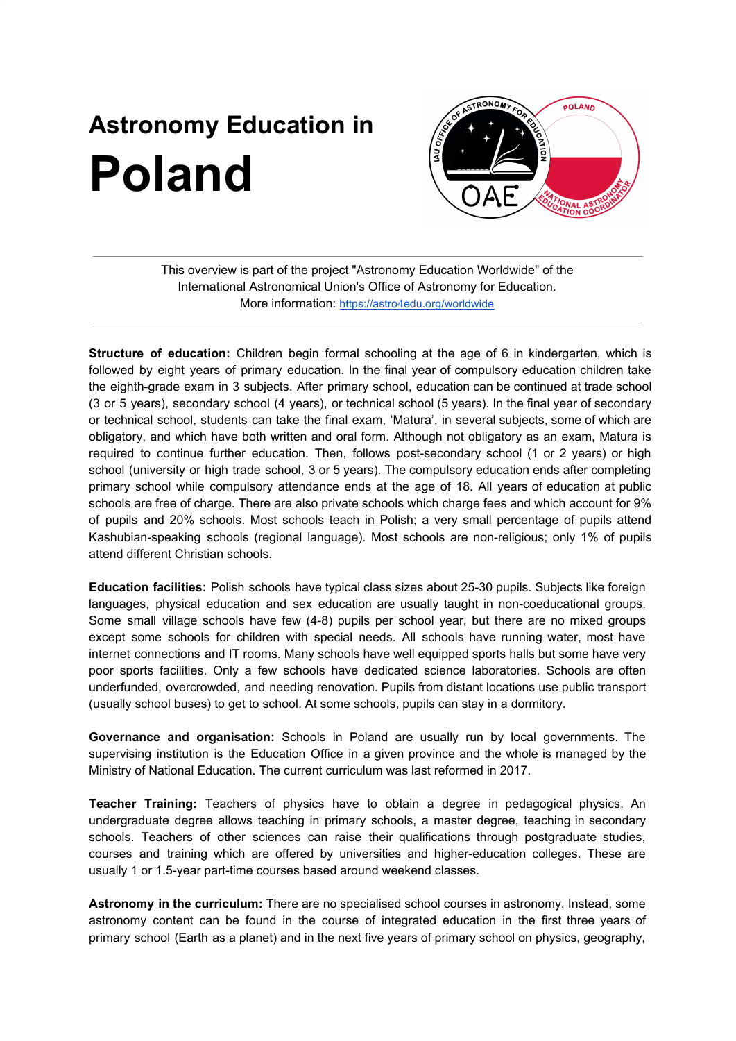# Astronomy Education in
# Poland

This overview is part of the project "Astronomy Education Worldwide" of the International Astronomical Union's Office of Astronomy for Education.
More information: https://astro4edu.org/worldwide

**Structure of education:** Children begin formal schooling at the age of 6 in kindergarten, which is followed by eight years of primary education. In the final year of compulsory education children take the eighth-grade exam in 3 subjects. After primary school, education can be continued at trade school (3 or 5 years), secondary school (4 years), or technical school (5 years). In the final year of secondary or technical school, students can take the final exam, 'Matura', in several subjects, some of which are obligatory, and which have both written and oral form. Although not obligatory as an exam, Matura is required to continue further education. Then, follows post-secondary school (1 or 2 years) or high school (university or high trade school, 3 or 5 years). The compulsory education ends after completing primary school while compulsory attendance ends at the age of 18. All years of education at public schools are free of charge. There are also private schools which charge fees and which account for 9% of pupils and 20% schools. Most schools teach in Polish; a very small percentage of pupils attend Kashubian-speaking schools (regional language). Most schools are non-religious; only 1% of pupils attend different Christian schools.

**Education facilities:** Polish schools have typical class sizes about 25-30 pupils. Subjects like foreign languages, physical education and sex education are usually taught in non-coeducational groups. Some small village schools have few (4-8) pupils per school year, but there are no mixed groups except some schools for children with special needs. All schools have running water, most have internet connections and IT rooms. Many schools have well equipped sports halls but some have very poor sports facilities. Only a few schools have dedicated science laboratories. Schools are often underfunded, overcrowded, and needing renovation. Pupils from distant locations use public transport (usually school buses) to get to school. At some schools, pupils can stay in a dormitory.

**Governance and organisation:** Schools in Poland are usually run by local governments. The supervising institution is the Education Office in a given province and the whole is managed by the Ministry of National Education. The current curriculum was last reformed in 2017.

**Teacher Training:** Teachers of physics have to obtain a degree in pedagogical physics. An undergraduate degree allows teaching in primary schools, a master degree, teaching in secondary schools. Teachers of other sciences can raise their qualifications through postgraduate studies, courses and training which are offered by universities and higher-education colleges. These are usually 1 or 1.5-year part-time courses based around weekend classes.

**Astronomy in the curriculum:** There are no specialised school courses in astronomy. Instead, some astronomy content can be found in the course of integrated education in the first three years of primary school (Earth as a planet) and in the next five years of primary school on physics, geography,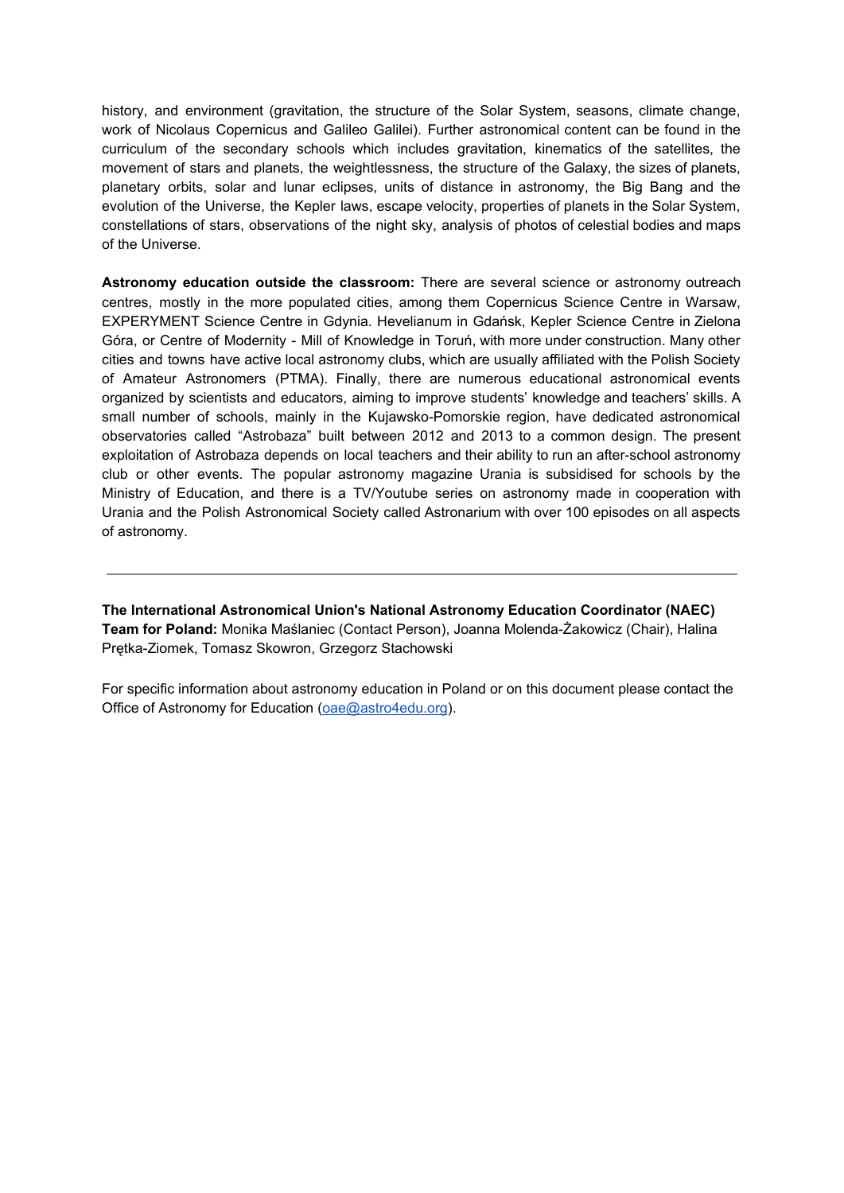history, and environment (gravitation, the structure of the Solar System, seasons, climate change, work of Nicolaus Copernicus and Galileo Galilei). Further astronomical content can be found in the curriculum of the secondary schools which includes gravitation, kinematics of the satellites, the movement of stars and planets, the weightlessness, the structure of the Galaxy, the sizes of planets, planetary orbits, solar and lunar eclipses, units of distance in astronomy, the Big Bang and the evolution of the Universe, the Kepler laws, escape velocity, properties of planets in the Solar System, constellations of stars, observations of the night sky, analysis of photos of celestial bodies and maps of the Universe.

**Astronomy education outside the classroom:** There are several science or astronomy outreach centres, mostly in the more populated cities, among them Copernicus Science Centre in Warsaw, EXPERYMENT Science Centre in Gdynia. Hevelianum in Gdańsk, Kepler Science Centre in Zielona Góra, or Centre of Modernity - Mill of Knowledge in Toruń, with more under construction. Many other cities and towns have active local astronomy clubs, which are usually affiliated with the Polish Society of Amateur Astronomers (PTMA). Finally, there are numerous educational astronomical events organized by scientists and educators, aiming to improve students' knowledge and teachers' skills. A small number of schools, mainly in the Kujawsko-Pomorskie region, have dedicated astronomical observatories called "Astrobaza" built between 2012 and 2013 to a common design. The present exploitation of Astrobaza depends on local teachers and their ability to run an after-school astronomy club or other events. The popular astronomy magazine Urania is subsidised for schools by the Ministry of Education, and there is a TV/Youtube series on astronomy made in cooperation with Urania and the Polish Astronomical Society called Astronarium with over 100 episodes on all aspects of astronomy.

---

**The International Astronomical Union's National Astronomy Education Coordinator (NAEC) Team for Poland:** Monika Maślaniec (Contact Person), Joanna Molenda-Żakowicz (Chair), Halina Prętka-Ziomek, Tomasz Skowron, Grzegorz Stachowski

For specific information about astronomy education in Poland or on this document please contact the Office of Astronomy for Education (oae@astro4edu.org).